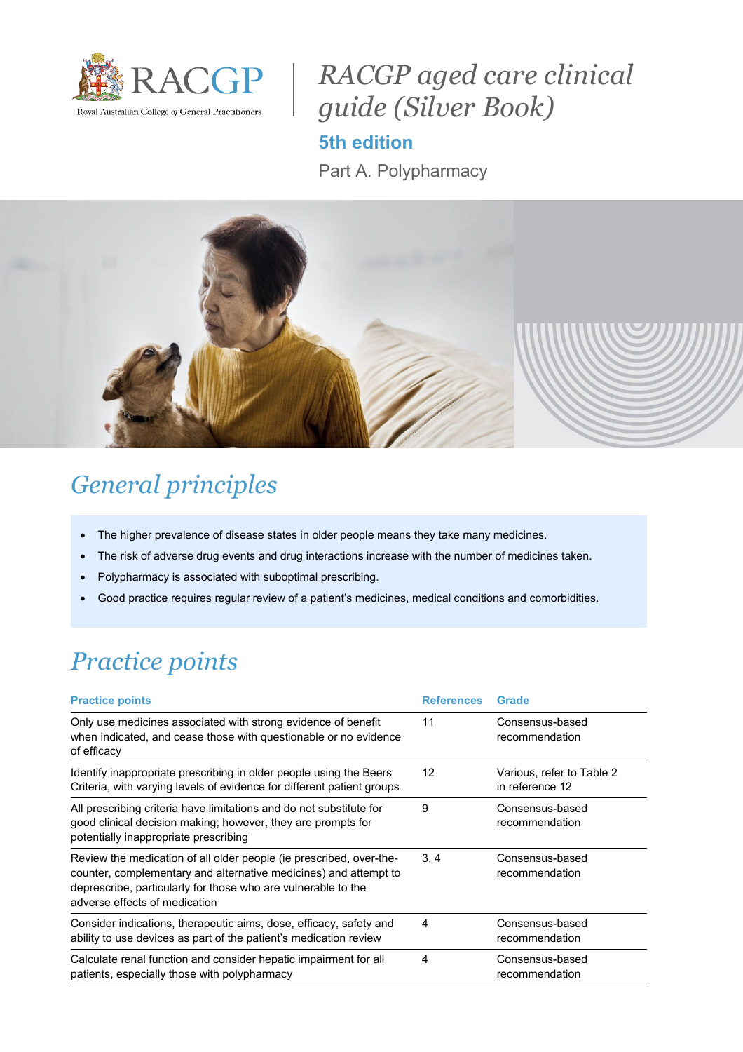RACGP

Royal Australian College *of* General Practitioners

# *RACGP aged care clinical guide (Silver Book)*

**5th edition**

Part A. Polypharmacy

## *General principles*

- The higher prevalence of disease states in older people means they take many medicines.
- The risk of adverse drug events and drug interactions increase with the number of medicines taken.
- Polypharmacy is associated with suboptimal prescribing.
- Good practice requires regular review of a patient's medicines, medical conditions and comorbidities.

## *Practice points*

| Practice points | References | Grade |
|---|---|---|
| Only use medicines associated with strong evidence of benefit when indicated, and cease those with questionable or no evidence of efficacy | 11 | Consensus-based recommendation |
| Identify inappropriate prescribing in older people using the Beers Criteria, with varying levels of evidence for different patient groups | 12 | Various, refer to Table 2 in reference 12 |
| All prescribing criteria have limitations and do not substitute for good clinical decision making; however, they are prompts for potentially inappropriate prescribing | 9 | Consensus-based recommendation |
| Review the medication of all older people (ie prescribed, over-the-counter, complementary and alternative medicines) and attempt to deprescribe, particularly for those who are vulnerable to the adverse effects of medication | 3, 4 | Consensus-based recommendation |
| Consider indications, therapeutic aims, dose, efficacy, safety and ability to use devices as part of the patient's medication review | 4 | Consensus-based recommendation |
| Calculate renal function and consider hepatic impairment for all patients, especially those with polypharmacy | 4 | Consensus-based recommendation |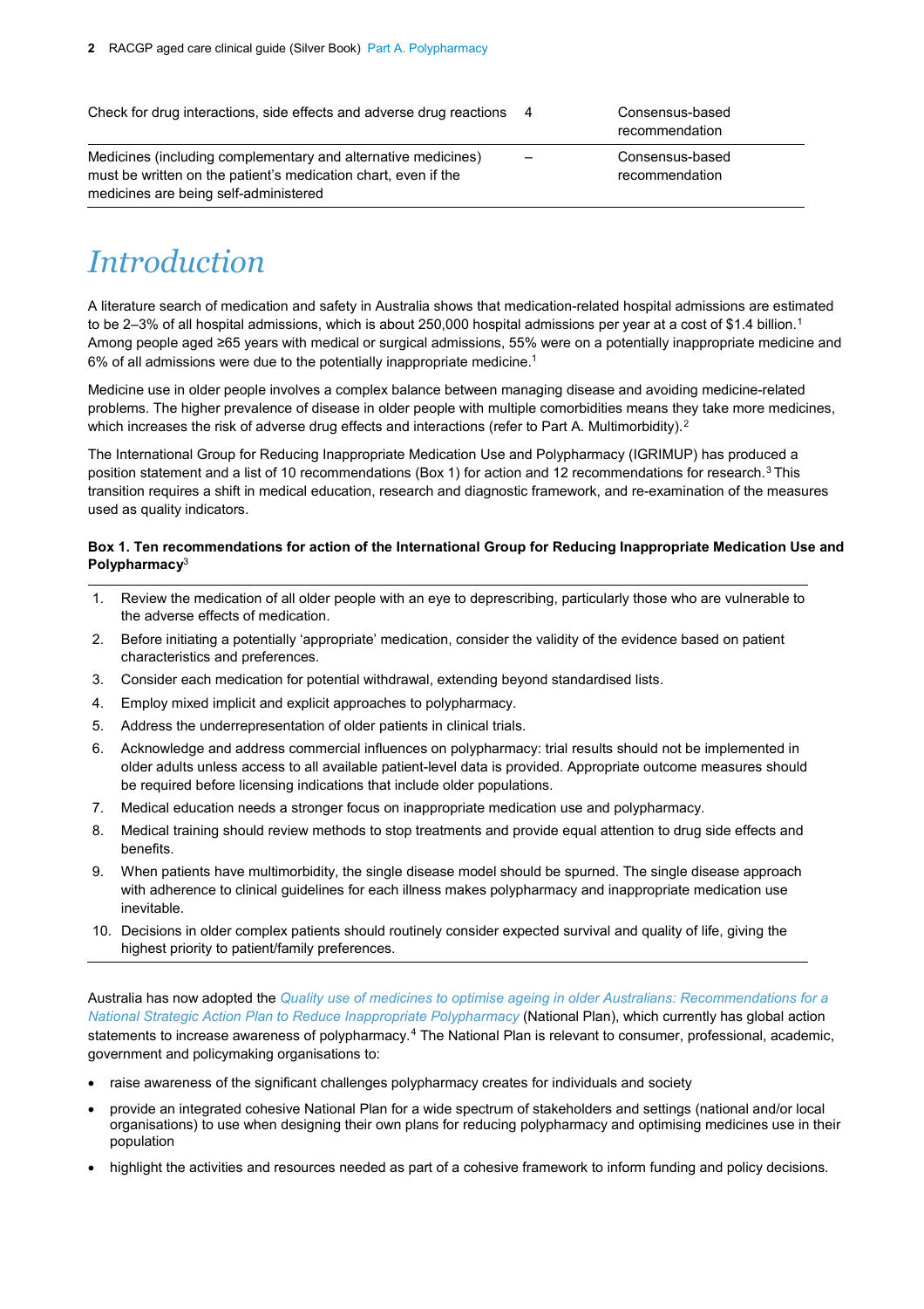| | | |
|---|---|---|
| Check for drug interactions, side effects and adverse drug reactions | 4 | Consensus-based recommendation |
| Medicines (including complementary and alternative medicines) must be written on the patient's medication chart, even if the medicines are being self-administered | – | Consensus-based recommendation |

# *Introduction*

A literature search of medication and safety in Australia shows that medication-related hospital admissions are estimated to be 2–3% of all hospital admissions, which is about 250,000 hospital admissions per year at a cost of $1.4 billion.[1] Among people aged ≥65 years with medical or surgical admissions, 55% were on a potentially inappropriate medicine and 6% of all admissions were due to the potentially inappropriate medicine.[1]

Medicine use in older people involves a complex balance between managing disease and avoiding medicine-related problems. The higher prevalence of disease in older people with multiple comorbidities means they take more medicines, which increases the risk of adverse drug effects and interactions (refer to Part A. Multimorbidity).[2]

The International Group for Reducing Inappropriate Medication Use and Polypharmacy (IGRIMUP) has produced a position statement and a list of 10 recommendations (Box 1) for action and 12 recommendations for research.[3] This transition requires a shift in medical education, research and diagnostic framework, and re-examination of the measures used as quality indicators.

**Box 1. Ten recommendations for action of the International Group for Reducing Inappropriate Medication Use and Polypharmacy**[3]

1. Review the medication of all older people with an eye to deprescribing, particularly those who are vulnerable to the adverse effects of medication.
2. Before initiating a potentially 'appropriate' medication, consider the validity of the evidence based on patient characteristics and preferences.
3. Consider each medication for potential withdrawal, extending beyond standardised lists.
4. Employ mixed implicit and explicit approaches to polypharmacy.
5. Address the underrepresentation of older patients in clinical trials.
6. Acknowledge and address commercial influences on polypharmacy: trial results should not be implemented in older adults unless access to all available patient-level data is provided. Appropriate outcome measures should be required before licensing indications that include older populations.
7. Medical education needs a stronger focus on inappropriate medication use and polypharmacy.
8. Medical training should review methods to stop treatments and provide equal attention to drug side effects and benefits.
9. When patients have multimorbidity, the single disease model should be spurned. The single disease approach with adherence to clinical guidelines for each illness makes polypharmacy and inappropriate medication use inevitable.
10. Decisions in older complex patients should routinely consider expected survival and quality of life, giving the highest priority to patient/family preferences.

Australia has now adopted the *Quality use of medicines to optimise ageing in older Australians: Recommendations for a National Strategic Action Plan to Reduce Inappropriate Polypharmacy* (National Plan), which currently has global action statements to increase awareness of polypharmacy.[4] The National Plan is relevant to consumer, professional, academic, government and policymaking organisations to:

- raise awareness of the significant challenges polypharmacy creates for individuals and society
- provide an integrated cohesive National Plan for a wide spectrum of stakeholders and settings (national and/or local organisations) to use when designing their own plans for reducing polypharmacy and optimising medicines use in their population
- highlight the activities and resources needed as part of a cohesive framework to inform funding and policy decisions.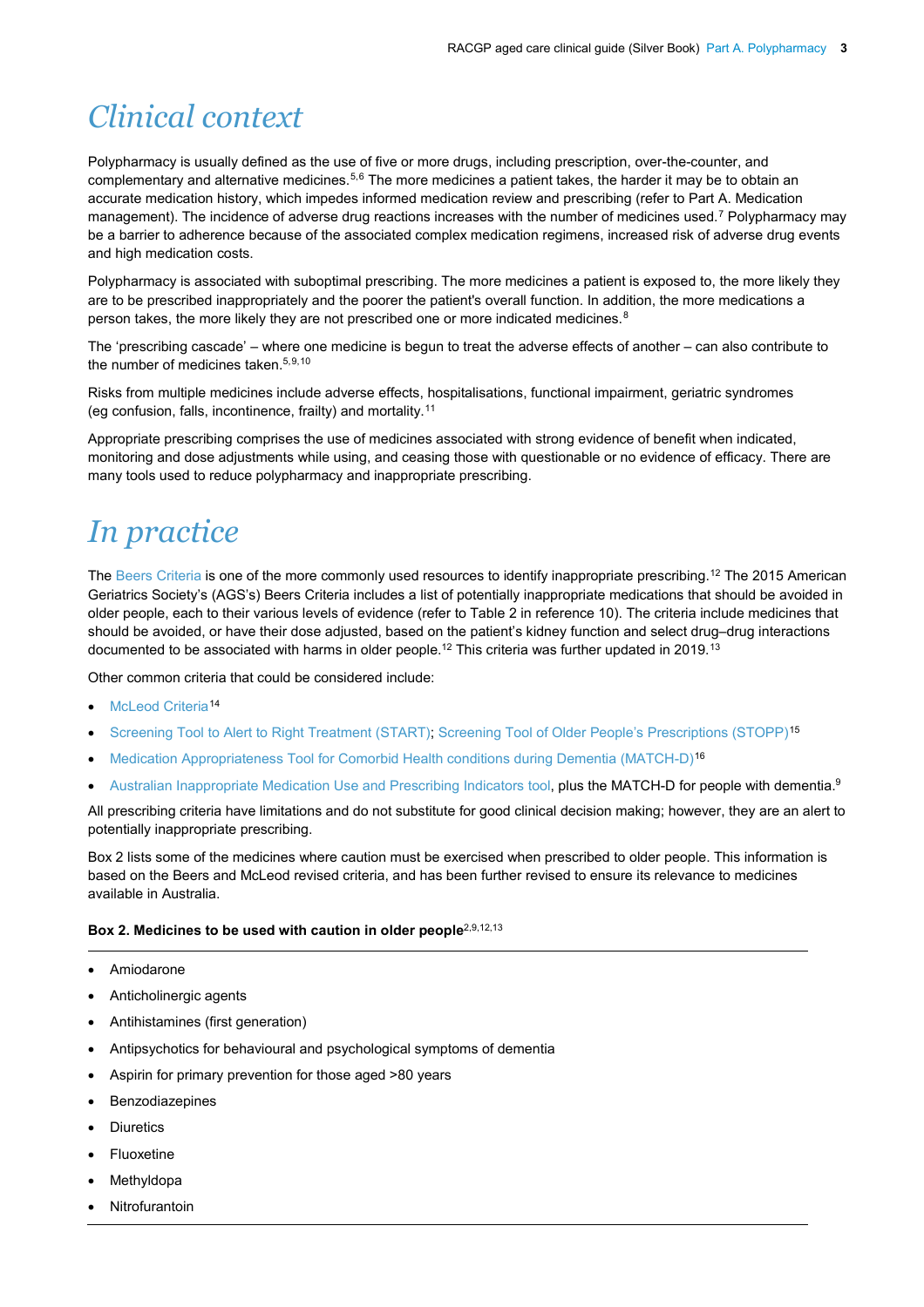# Clinical context

Polypharmacy is usually defined as the use of five or more drugs, including prescription, over-the-counter, and complementary and alternative medicines.[5,6] The more medicines a patient takes, the harder it may be to obtain an accurate medication history, which impedes informed medication review and prescribing (refer to Part A. Medication management). The incidence of adverse drug reactions increases with the number of medicines used.[7] Polypharmacy may be a barrier to adherence because of the associated complex medication regimens, increased risk of adverse drug events and high medication costs.

Polypharmacy is associated with suboptimal prescribing. The more medicines a patient is exposed to, the more likely they are to be prescribed inappropriately and the poorer the patient's overall function. In addition, the more medications a person takes, the more likely they are not prescribed one or more indicated medicines.[8]

The 'prescribing cascade' – where one medicine is begun to treat the adverse effects of another – can also contribute to the number of medicines taken.[5,9,10]

Risks from multiple medicines include adverse effects, hospitalisations, functional impairment, geriatric syndromes (eg confusion, falls, incontinence, frailty) and mortality.[11]

Appropriate prescribing comprises the use of medicines associated with strong evidence of benefit when indicated, monitoring and dose adjustments while using, and ceasing those with questionable or no evidence of efficacy. There are many tools used to reduce polypharmacy and inappropriate prescribing.

# In practice

The Beers Criteria is one of the more commonly used resources to identify inappropriate prescribing.[12] The 2015 American Geriatrics Society's (AGS's) Beers Criteria includes a list of potentially inappropriate medications that should be avoided in older people, each to their various levels of evidence (refer to Table 2 in reference 10). The criteria include medicines that should be avoided, or have their dose adjusted, based on the patient's kidney function and select drug–drug interactions documented to be associated with harms in older people.[12] This criteria was further updated in 2019.[13]

Other common criteria that could be considered include:

- McLeod Criteria[14]
- Screening Tool to Alert to Right Treatment (START); Screening Tool of Older People's Prescriptions (STOPP)[15]
- Medication Appropriateness Tool for Comorbid Health conditions during Dementia (MATCH-D)[16]
- Australian Inappropriate Medication Use and Prescribing Indicators tool, plus the MATCH-D for people with dementia.[9]

All prescribing criteria have limitations and do not substitute for good clinical decision making; however, they are an alert to potentially inappropriate prescribing.

Box 2 lists some of the medicines where caution must be exercised when prescribed to older people. This information is based on the Beers and McLeod revised criteria, and has been further revised to ensure its relevance to medicines available in Australia.

**Box 2. Medicines to be used with caution in older people**[2,9,12,13]

- Amiodarone
- Anticholinergic agents
- Antihistamines (first generation)
- Antipsychotics for behavioural and psychological symptoms of dementia
- Aspirin for primary prevention for those aged >80 years
- Benzodiazepines
- Diuretics
- Fluoxetine
- Methyldopa
- Nitrofurantoin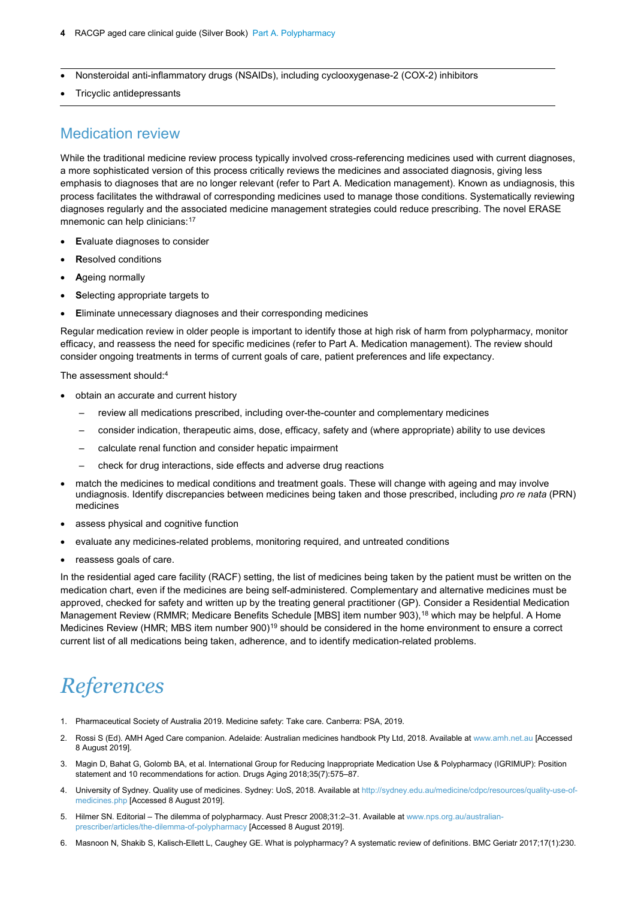- Nonsteroidal anti-inflammatory drugs (NSAIDs), including cyclooxygenase-2 (COX-2) inhibitors
- Tricyclic antidepressants

## Medication review

While the traditional medicine review process typically involved cross-referencing medicines used with current diagnoses, a more sophisticated version of this process critically reviews the medicines and associated diagnosis, giving less emphasis to diagnoses that are no longer relevant (refer to Part A. Medication management). Known as undiagnosis, this process facilitates the withdrawal of corresponding medicines used to manage those conditions. Systematically reviewing diagnoses regularly and the associated medicine management strategies could reduce prescribing. The novel ERASE mnemonic can help clinicians:[17]

- **E**valuate diagnoses to consider
- **R**esolved conditions
- **A**geing normally
- **S**electing appropriate targets to
- **E**liminate unnecessary diagnoses and their corresponding medicines

Regular medication review in older people is important to identify those at high risk of harm from polypharmacy, monitor efficacy, and reassess the need for specific medicines (refer to Part A. Medication management). The review should consider ongoing treatments in terms of current goals of care, patient preferences and life expectancy.

The assessment should:[4]

- obtain an accurate and current history
  - review all medications prescribed, including over-the-counter and complementary medicines
  - consider indication, therapeutic aims, dose, efficacy, safety and (where appropriate) ability to use devices
  - calculate renal function and consider hepatic impairment
  - check for drug interactions, side effects and adverse drug reactions
- match the medicines to medical conditions and treatment goals. These will change with ageing and may involve undiagnosis. Identify discrepancies between medicines being taken and those prescribed, including *pro re nata* (PRN) medicines
- assess physical and cognitive function
- evaluate any medicines-related problems, monitoring required, and untreated conditions
- reassess goals of care.

In the residential aged care facility (RACF) setting, the list of medicines being taken by the patient must be written on the medication chart, even if the medicines are being self-administered. Complementary and alternative medicines must be approved, checked for safety and written up by the treating general practitioner (GP). Consider a Residential Medication Management Review (RMMR; Medicare Benefits Schedule [MBS] item number 903),[18] which may be helpful. A Home Medicines Review (HMR; MBS item number 900)[19] should be considered in the home environment to ensure a correct current list of all medications being taken, adherence, and to identify medication-related problems.

# References

1. Pharmaceutical Society of Australia 2019. Medicine safety: Take care. Canberra: PSA, 2019.
2. Rossi S (Ed). AMH Aged Care companion. Adelaide: Australian medicines handbook Pty Ltd, 2018. Available at www.amh.net.au [Accessed 8 August 2019].
3. Magin D, Bahat G, Golomb BA, et al. International Group for Reducing Inappropriate Medication Use & Polypharmacy (IGRIMUP): Position statement and 10 recommendations for action. Drugs Aging 2018;35(7):575–87.
4. University of Sydney. Quality use of medicines. Sydney: UoS, 2018. Available at http://sydney.edu.au/medicine/cdpc/resources/quality-use-of-medicines.php [Accessed 8 August 2019].
5. Hilmer SN. Editorial – The dilemma of polypharmacy. Aust Prescr 2008;31:2–31. Available at www.nps.org.au/australian-prescriber/articles/the-dilemma-of-polypharmacy [Accessed 8 August 2019].
6. Masnoon N, Shakib S, Kalisch-Ellett L, Caughey GE. What is polypharmacy? A systematic review of definitions. BMC Geriatr 2017;17(1):230.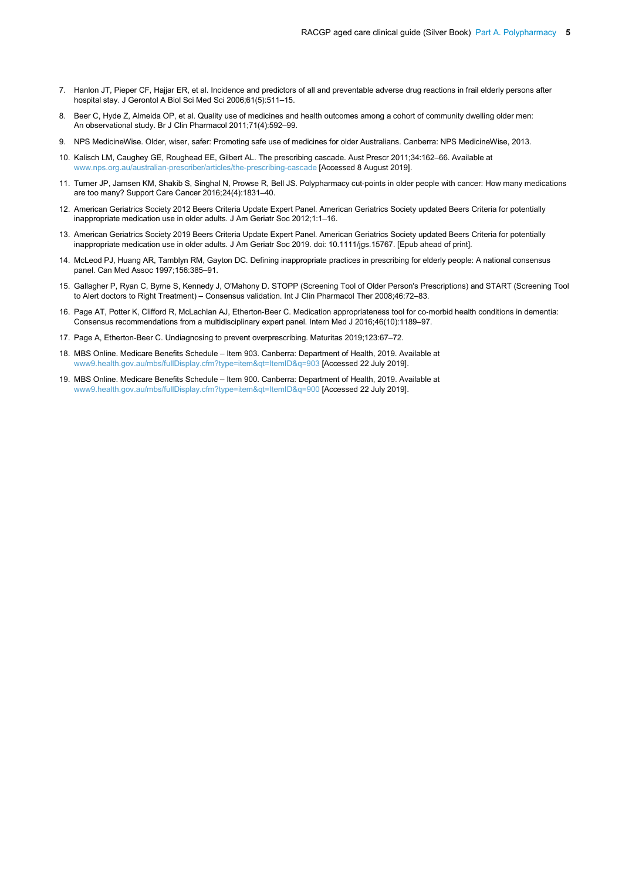7. Hanlon JT, Pieper CF, Hajjar ER, et al. Incidence and predictors of all and preventable adverse drug reactions in frail elderly persons after hospital stay. J Gerontol A Biol Sci Med Sci 2006;61(5):511–15.
8. Beer C, Hyde Z, Almeida OP, et al. Quality use of medicines and health outcomes among a cohort of community dwelling older men: An observational study. Br J Clin Pharmacol 2011;71(4):592–99.
9. NPS MedicineWise. Older, wiser, safer: Promoting safe use of medicines for older Australians. Canberra: NPS MedicineWise, 2013.
10. Kalisch LM, Caughey GE, Roughead EE, Gilbert AL. The prescribing cascade. Aust Prescr 2011;34:162–66. Available at www.nps.org.au/australian-prescriber/articles/the-prescribing-cascade [Accessed 8 August 2019].
11. Turner JP, Jamsen KM, Shakib S, Singhal N, Prowse R, Bell JS. Polypharmacy cut-points in older people with cancer: How many medications are too many? Support Care Cancer 2016;24(4):1831–40.
12. American Geriatrics Society 2012 Beers Criteria Update Expert Panel. American Geriatrics Society updated Beers Criteria for potentially inappropriate medication use in older adults. J Am Geriatr Soc 2012;1:1–16.
13. American Geriatrics Society 2019 Beers Criteria Update Expert Panel. American Geriatrics Society updated Beers Criteria for potentially inappropriate medication use in older adults. J Am Geriatr Soc 2019. doi: 10.1111/jgs.15767. [Epub ahead of print].
14. McLeod PJ, Huang AR, Tamblyn RM, Gayton DC. Defining inappropriate practices in prescribing for elderly people: A national consensus panel. Can Med Assoc 1997;156:385–91.
15. Gallagher P, Ryan C, Byrne S, Kennedy J, O'Mahony D. STOPP (Screening Tool of Older Person's Prescriptions) and START (Screening Tool to Alert doctors to Right Treatment) – Consensus validation. Int J Clin Pharmacol Ther 2008;46:72–83.
16. Page AT, Potter K, Clifford R, McLachlan AJ, Etherton-Beer C. Medication appropriateness tool for co-morbid health conditions in dementia: Consensus recommendations from a multidisciplinary expert panel. Intern Med J 2016;46(10):1189–97.
17. Page A, Etherton-Beer C. Undiagnosing to prevent overprescribing. Maturitas 2019;123:67–72.
18. MBS Online. Medicare Benefits Schedule – Item 903. Canberra: Department of Health, 2019. Available at www9.health.gov.au/mbs/fullDisplay.cfm?type=item&qt=ItemID&q=903 [Accessed 22 July 2019].
19. MBS Online. Medicare Benefits Schedule – Item 900. Canberra: Department of Health, 2019. Available at www9.health.gov.au/mbs/fullDisplay.cfm?type=item&qt=ItemID&q=900 [Accessed 22 July 2019].